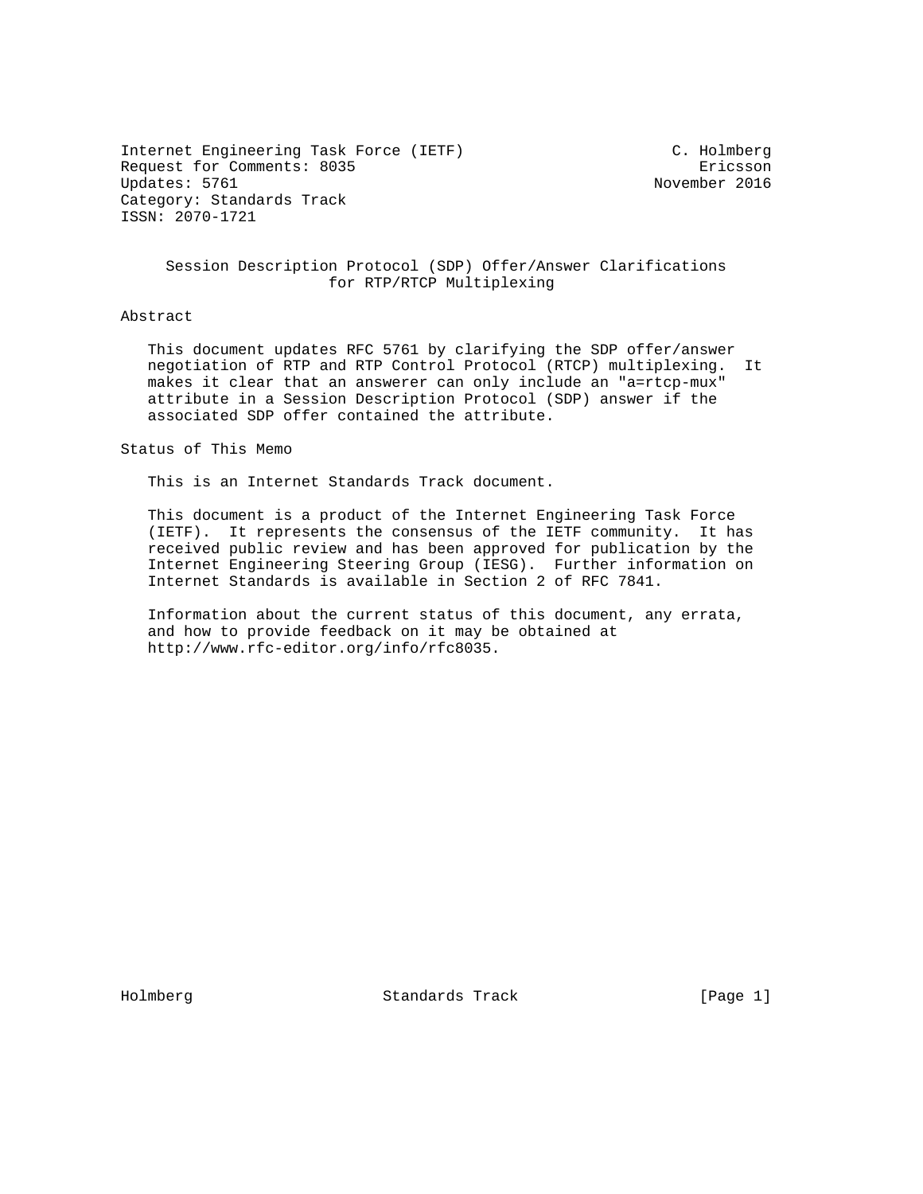Internet Engineering Task Force (IETF) C. Holmberg
Request for Comments: 8035 Ericsson
Updates: 5761 November 2016
Category: Standards Track
ISSN: 2070-1721

# Session Description Protocol (SDP) Offer/Answer Clarifications for RTP/RTCP Multiplexing

## Abstract

This document updates RFC 5761 by clarifying the SDP offer/answer negotiation of RTP and RTP Control Protocol (RTCP) multiplexing. It makes it clear that an answerer can only include an "a=rtcp-mux" attribute in a Session Description Protocol (SDP) answer if the associated SDP offer contained the attribute.

## Status of This Memo

This is an Internet Standards Track document.

This document is a product of the Internet Engineering Task Force (IETF). It represents the consensus of the IETF community. It has received public review and has been approved for publication by the Internet Engineering Steering Group (IESG). Further information on Internet Standards is available in Section 2 of RFC 7841.

Information about the current status of this document, any errata, and how to provide feedback on it may be obtained at http://www.rfc-editor.org/info/rfc8035.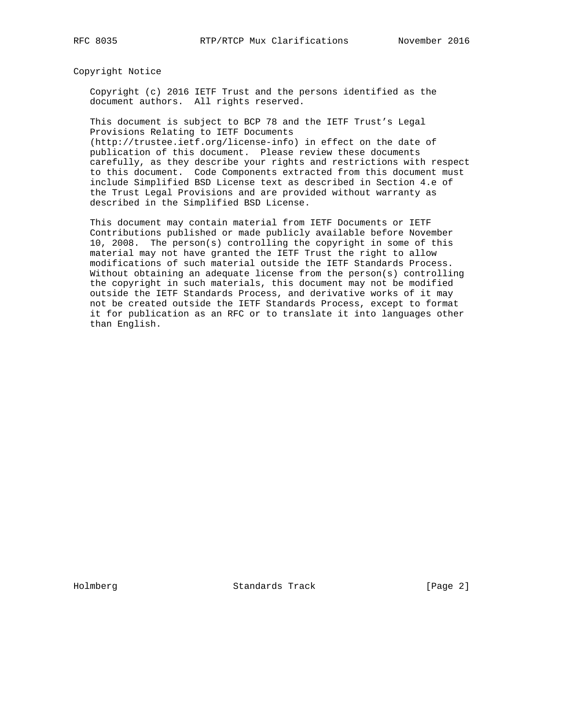## Copyright Notice

Copyright (c) 2016 IETF Trust and the persons identified as the document authors. All rights reserved.

This document is subject to BCP 78 and the IETF Trust's Legal Provisions Relating to IETF Documents (http://trustee.ietf.org/license-info) in effect on the date of publication of this document. Please review these documents carefully, as they describe your rights and restrictions with respect to this document. Code Components extracted from this document must include Simplified BSD License text as described in Section 4.e of the Trust Legal Provisions and are provided without warranty as described in the Simplified BSD License.

This document may contain material from IETF Documents or IETF Contributions published or made publicly available before November 10, 2008. The person(s) controlling the copyright in some of this material may not have granted the IETF Trust the right to allow modifications of such material outside the IETF Standards Process. Without obtaining an adequate license from the person(s) controlling the copyright in such materials, this document may not be modified outside the IETF Standards Process, and derivative works of it may not be created outside the IETF Standards Process, except to format it for publication as an RFC or to translate it into languages other than English.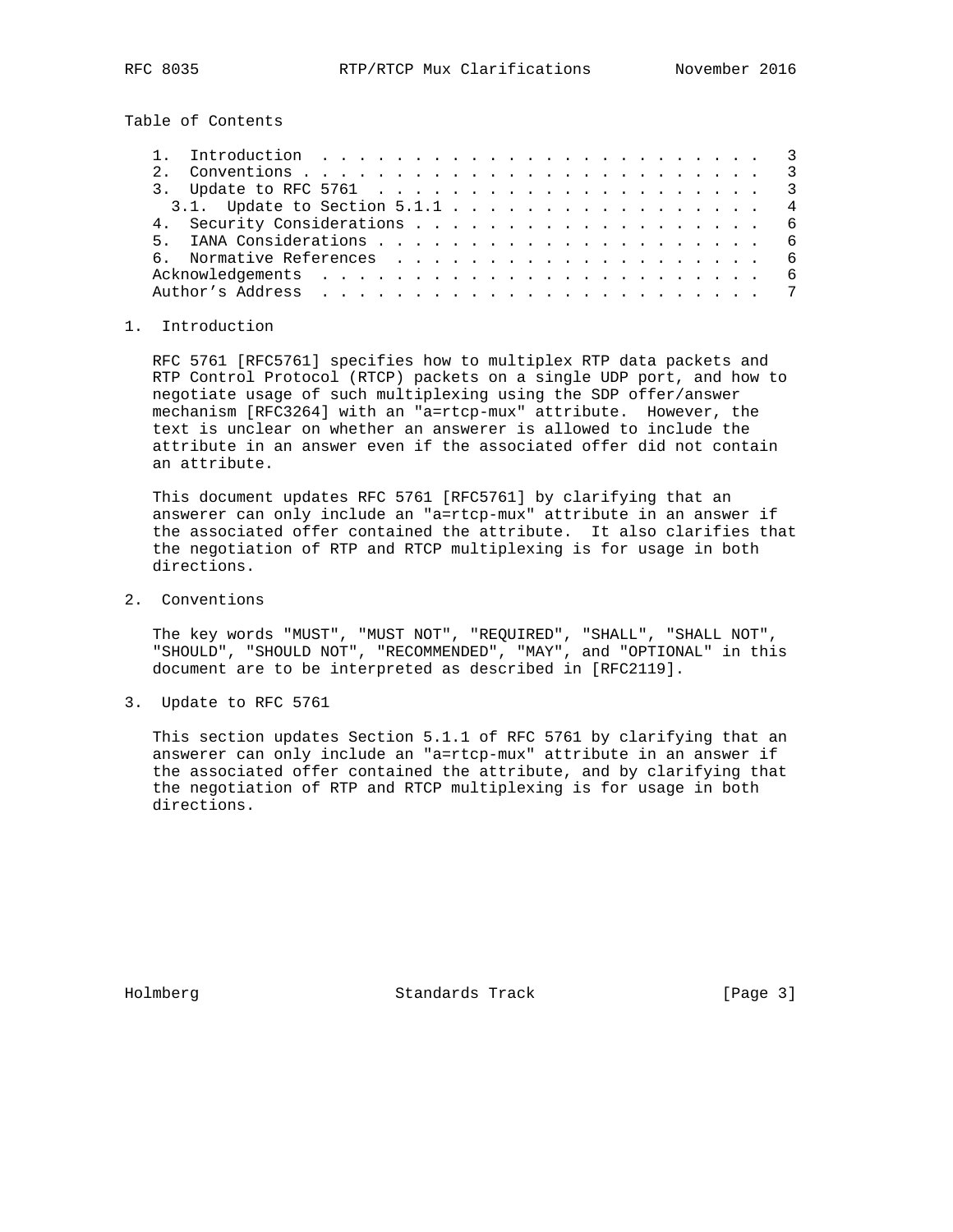Table of Contents

1. Introduction . . . . . . . . . . . . . . . . . . . . . . . . . 3
2. Conventions . . . . . . . . . . . . . . . . . . . . . . . . . 3
3. Update to RFC 5761 . . . . . . . . . . . . . . . . . . . . . 3
   3.1. Update to Section 5.1.1 . . . . . . . . . . . . . . . . . 4
4. Security Considerations . . . . . . . . . . . . . . . . . . . 6
5. IANA Considerations . . . . . . . . . . . . . . . . . . . . . 6
6. Normative References . . . . . . . . . . . . . . . . . . . . 6

Acknowledgements . . . . . . . . . . . . . . . . . . . . . . . . 6
Author's Address . . . . . . . . . . . . . . . . . . . . . . . . 7

## 1. Introduction

RFC 5761 [RFC5761] specifies how to multiplex RTP data packets and RTP Control Protocol (RTCP) packets on a single UDP port, and how to negotiate usage of such multiplexing using the SDP offer/answer mechanism [RFC3264] with an "a=rtcp-mux" attribute. However, the text is unclear on whether an answerer is allowed to include the attribute in an answer even if the associated offer did not contain an attribute.

This document updates RFC 5761 [RFC5761] by clarifying that an answerer can only include an "a=rtcp-mux" attribute in an answer if the associated offer contained the attribute. It also clarifies that the negotiation of RTP and RTCP multiplexing is for usage in both directions.

## 2. Conventions

The key words "MUST", "MUST NOT", "REQUIRED", "SHALL", "SHALL NOT", "SHOULD", "SHOULD NOT", "RECOMMENDED", "MAY", and "OPTIONAL" in this document are to be interpreted as described in [RFC2119].

## 3. Update to RFC 5761

This section updates Section 5.1.1 of RFC 5761 by clarifying that an answerer can only include an "a=rtcp-mux" attribute in an answer if the associated offer contained the attribute, and by clarifying that the negotiation of RTP and RTCP multiplexing is for usage in both directions.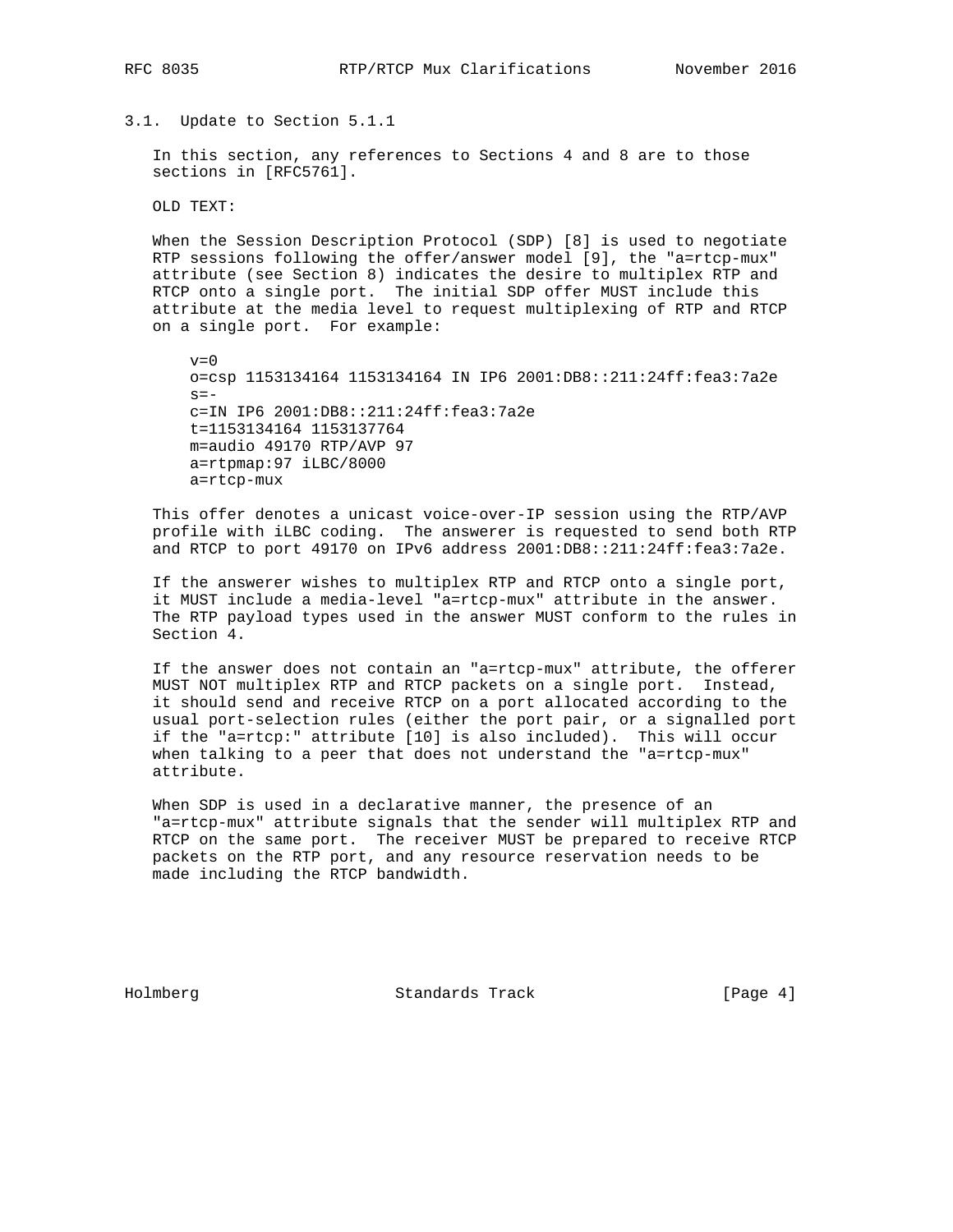### 3.1. Update to Section 5.1.1

In this section, any references to Sections 4 and 8 are to those sections in [RFC5761].

OLD TEXT:

When the Session Description Protocol (SDP) [8] is used to negotiate RTP sessions following the offer/answer model [9], the "a=rtcp-mux" attribute (see Section 8) indicates the desire to multiplex RTP and RTCP onto a single port. The initial SDP offer MUST include this attribute at the media level to request multiplexing of RTP and RTCP on a single port. For example:

```
v=0
o=csp 1153134164 1153134164 IN IP6 2001:DB8::211:24ff:fea3:7a2e
s=-
c=IN IP6 2001:DB8::211:24ff:fea3:7a2e
t=1153134164 1153137764
m=audio 49170 RTP/AVP 97
a=rtpmap:97 iLBC/8000
a=rtcp-mux
```

This offer denotes a unicast voice-over-IP session using the RTP/AVP profile with iLBC coding. The answerer is requested to send both RTP and RTCP to port 49170 on IPv6 address 2001:DB8::211:24ff:fea3:7a2e.

If the answerer wishes to multiplex RTP and RTCP onto a single port, it MUST include a media-level "a=rtcp-mux" attribute in the answer. The RTP payload types used in the answer MUST conform to the rules in Section 4.

If the answer does not contain an "a=rtcp-mux" attribute, the offerer MUST NOT multiplex RTP and RTCP packets on a single port. Instead, it should send and receive RTCP on a port allocated according to the usual port-selection rules (either the port pair, or a signalled port if the "a=rtcp:" attribute [10] is also included). This will occur when talking to a peer that does not understand the "a=rtcp-mux" attribute.

When SDP is used in a declarative manner, the presence of an "a=rtcp-mux" attribute signals that the sender will multiplex RTP and RTCP on the same port. The receiver MUST be prepared to receive RTCP packets on the RTP port, and any resource reservation needs to be made including the RTCP bandwidth.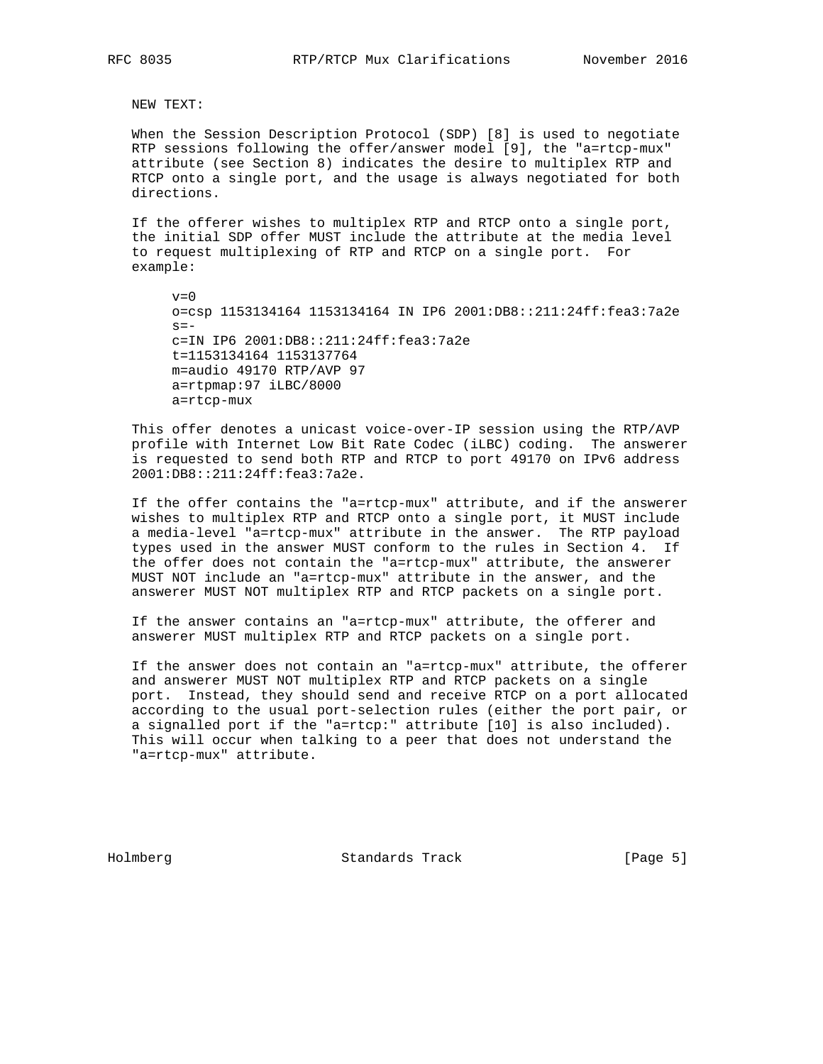NEW TEXT:

When the Session Description Protocol (SDP) [8] is used to negotiate RTP sessions following the offer/answer model [9], the "a=rtcp-mux" attribute (see Section 8) indicates the desire to multiplex RTP and RTCP onto a single port, and the usage is always negotiated for both directions.

If the offerer wishes to multiplex RTP and RTCP onto a single port, the initial SDP offer MUST include the attribute at the media level to request multiplexing of RTP and RTCP on a single port. For example:

```
v=0
o=csp 1153134164 1153134164 IN IP6 2001:DB8::211:24ff:fea3:7a2e
s=-
c=IN IP6 2001:DB8::211:24ff:fea3:7a2e
t=1153134164 1153137764
m=audio 49170 RTP/AVP 97
a=rtpmap:97 iLBC/8000
a=rtcp-mux
```

This offer denotes a unicast voice-over-IP session using the RTP/AVP profile with Internet Low Bit Rate Codec (iLBC) coding. The answerer is requested to send both RTP and RTCP to port 49170 on IPv6 address 2001:DB8::211:24ff:fea3:7a2e.

If the offer contains the "a=rtcp-mux" attribute, and if the answerer wishes to multiplex RTP and RTCP onto a single port, it MUST include a media-level "a=rtcp-mux" attribute in the answer. The RTP payload types used in the answer MUST conform to the rules in Section 4. If the offer does not contain the "a=rtcp-mux" attribute, the answerer MUST NOT include an "a=rtcp-mux" attribute in the answer, and the answerer MUST NOT multiplex RTP and RTCP packets on a single port.

If the answer contains an "a=rtcp-mux" attribute, the offerer and answerer MUST multiplex RTP and RTCP packets on a single port.

If the answer does not contain an "a=rtcp-mux" attribute, the offerer and answerer MUST NOT multiplex RTP and RTCP packets on a single port. Instead, they should send and receive RTCP on a port allocated according to the usual port-selection rules (either the port pair, or a signalled port if the "a=rtcp:" attribute [10] is also included). This will occur when talking to a peer that does not understand the "a=rtcp-mux" attribute.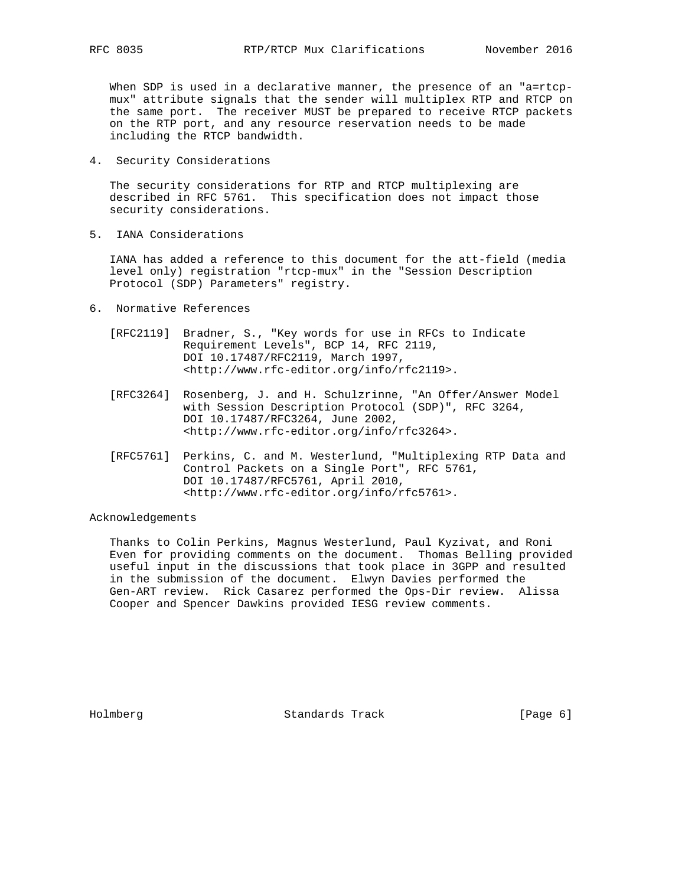When SDP is used in a declarative manner, the presence of an "a=rtcp-mux" attribute signals that the sender will multiplex RTP and RTCP on the same port. The receiver MUST be prepared to receive RTCP packets on the RTP port, and any resource reservation needs to be made including the RTCP bandwidth.

## 4. Security Considerations

The security considerations for RTP and RTCP multiplexing are described in RFC 5761. This specification does not impact those security considerations.

## 5. IANA Considerations

IANA has added a reference to this document for the att-field (media level only) registration "rtcp-mux" in the "Session Description Protocol (SDP) Parameters" registry.

## 6. Normative References

[RFC2119] Bradner, S., "Key words for use in RFCs to Indicate Requirement Levels", BCP 14, RFC 2119, DOI 10.17487/RFC2119, March 1997, <http://www.rfc-editor.org/info/rfc2119>.

[RFC3264] Rosenberg, J. and H. Schulzrinne, "An Offer/Answer Model with Session Description Protocol (SDP)", RFC 3264, DOI 10.17487/RFC3264, June 2002, <http://www.rfc-editor.org/info/rfc3264>.

[RFC5761] Perkins, C. and M. Westerlund, "Multiplexing RTP Data and Control Packets on a Single Port", RFC 5761, DOI 10.17487/RFC5761, April 2010, <http://www.rfc-editor.org/info/rfc5761>.

## Acknowledgements

Thanks to Colin Perkins, Magnus Westerlund, Paul Kyzivat, and Roni Even for providing comments on the document. Thomas Belling provided useful input in the discussions that took place in 3GPP and resulted in the submission of the document. Elwyn Davies performed the Gen-ART review. Rick Casarez performed the Ops-Dir review. Alissa Cooper and Spencer Dawkins provided IESG review comments.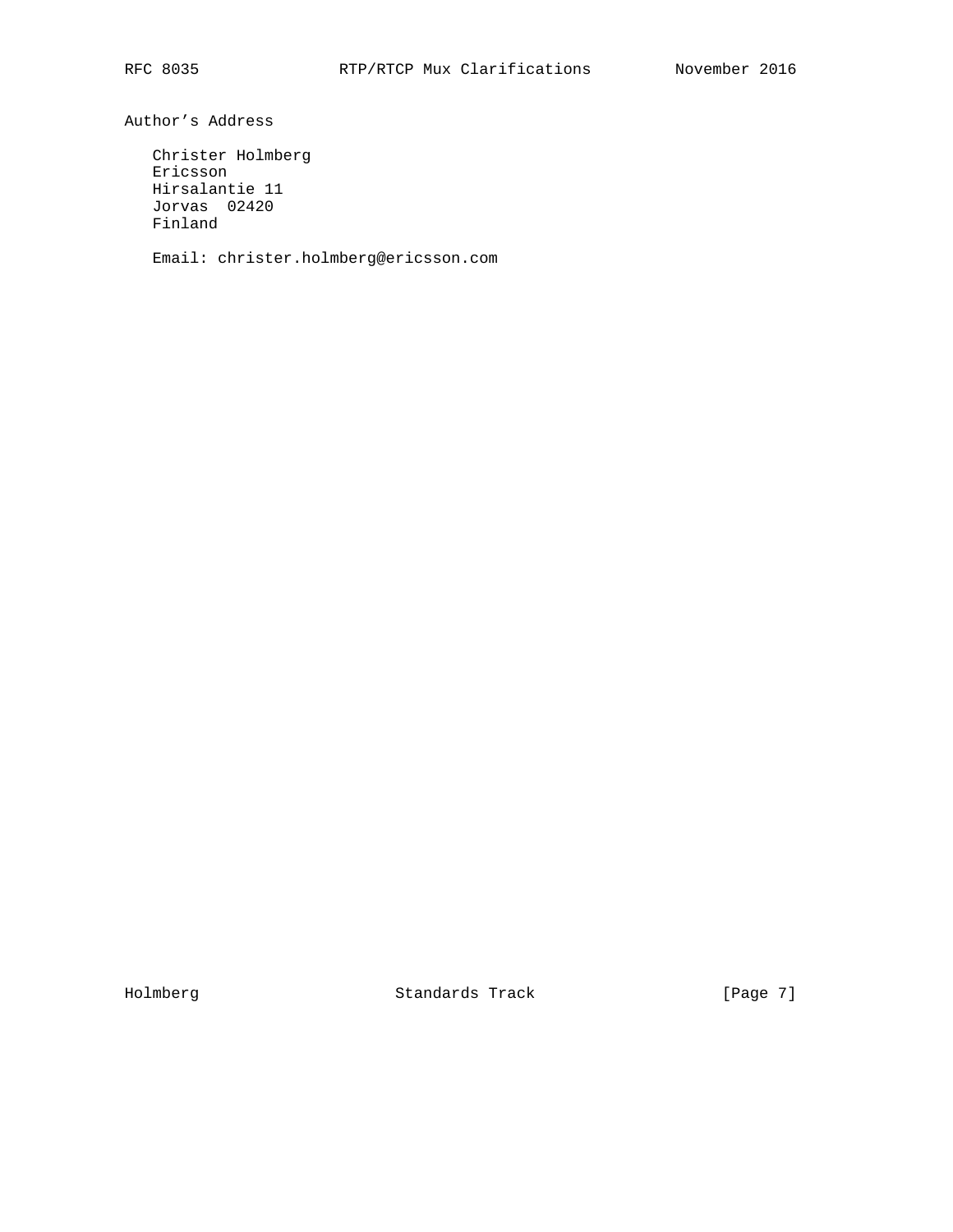# Author's Address

Christer Holmberg
Ericsson
Hirsalantie 11
Jorvas  02420
Finland

Email: christer.holmberg@ericsson.com